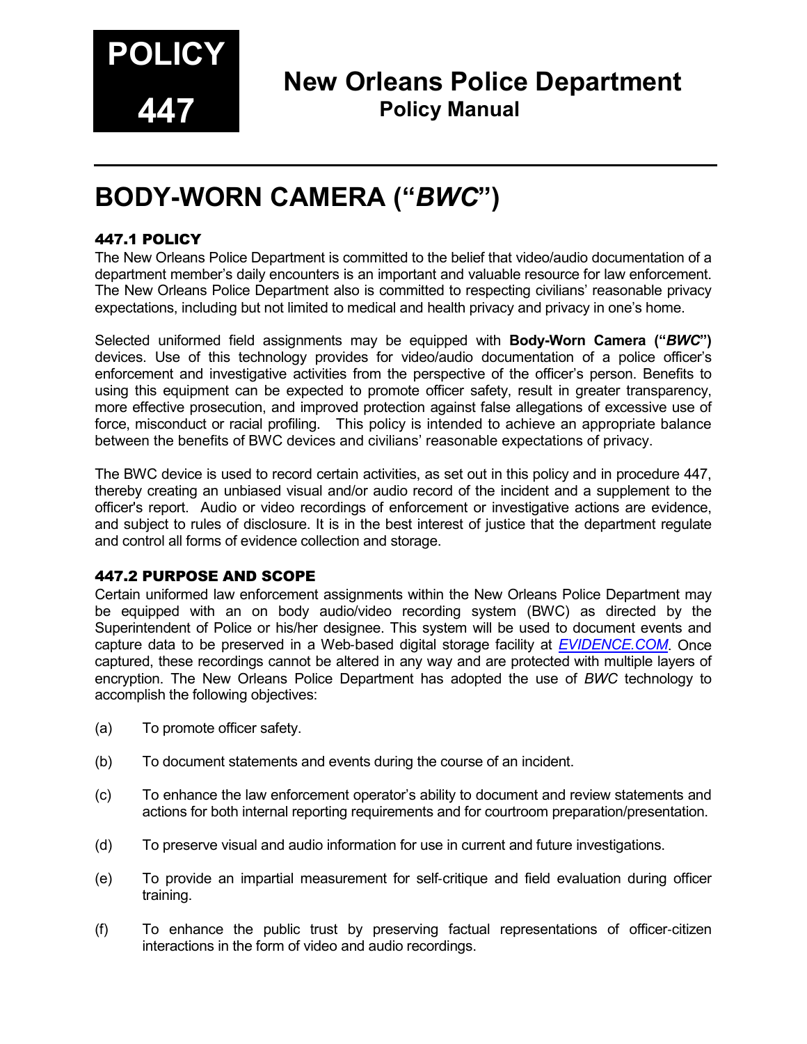**POLICY 447**

# New Orleans Police Department
## Policy Manual

# BODY-WORN CAMERA ("*BWC*")

### 447.1 POLICY

The New Orleans Police Department is committed to the belief that video/audio documentation of a department member's daily encounters is an important and valuable resource for law enforcement. The New Orleans Police Department also is committed to respecting civilians' reasonable privacy expectations, including but not limited to medical and health privacy and privacy in one's home.

Selected uniformed field assignments may be equipped with **Body-Worn Camera ("*BWC*")** devices. Use of this technology provides for video/audio documentation of a police officer's enforcement and investigative activities from the perspective of the officer's person. Benefits to using this equipment can be expected to promote officer safety, result in greater transparency, more effective prosecution, and improved protection against false allegations of excessive use of force, misconduct or racial profiling. This policy is intended to achieve an appropriate balance between the benefits of BWC devices and civilians' reasonable expectations of privacy.

The BWC device is used to record certain activities, as set out in this policy and in procedure 447, thereby creating an unbiased visual and/or audio record of the incident and a supplement to the officer's report. Audio or video recordings of enforcement or investigative actions are evidence, and subject to rules of disclosure. It is in the best interest of justice that the department regulate and control all forms of evidence collection and storage.

### 447.2 PURPOSE AND SCOPE

Certain uniformed law enforcement assignments within the New Orleans Police Department may be equipped with an on body audio/video recording system (BWC) as directed by the Superintendent of Police or his/her designee. This system will be used to document events and capture data to be preserved in a Web-based digital storage facility at *EVIDENCE.COM*. Once captured, these recordings cannot be altered in any way and are protected with multiple layers of encryption. The New Orleans Police Department has adopted the use of *BWC* technology to accomplish the following objectives:

(a) To promote officer safety.

(b) To document statements and events during the course of an incident.

(c) To enhance the law enforcement operator's ability to document and review statements and actions for both internal reporting requirements and for courtroom preparation/presentation.

(d) To preserve visual and audio information for use in current and future investigations.

(e) To provide an impartial measurement for self-critique and field evaluation during officer training.

(f) To enhance the public trust by preserving factual representations of officer-citizen interactions in the form of video and audio recordings.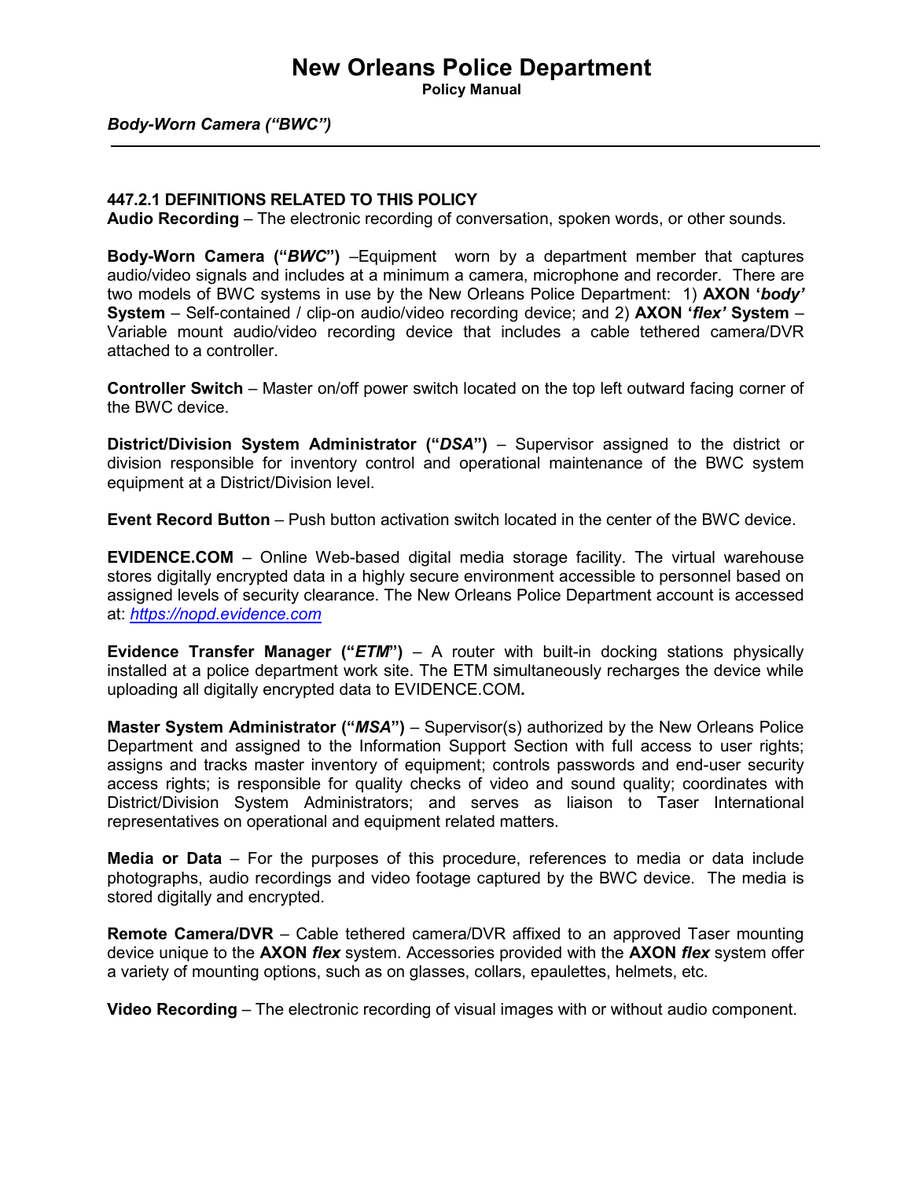### 447.2.1 DEFINITIONS RELATED TO THIS POLICY

**Audio Recording** – The electronic recording of conversation, spoken words, or other sounds.

**Body-Worn Camera ("*BWC*")** –Equipment worn by a department member that captures audio/video signals and includes at a minimum a camera, microphone and recorder. There are two models of BWC systems in use by the New Orleans Police Department: 1) **AXON '*body*' System** – Self-contained / clip-on audio/video recording device; and 2) **AXON '*flex*' System** – Variable mount audio/video recording device that includes a cable tethered camera/DVR attached to a controller.

**Controller Switch** – Master on/off power switch located on the top left outward facing corner of the BWC device.

**District/Division System Administrator ("*DSA*")** – Supervisor assigned to the district or division responsible for inventory control and operational maintenance of the BWC system equipment at a District/Division level.

**Event Record Button** – Push button activation switch located in the center of the BWC device.

**EVIDENCE.COM** – Online Web-based digital media storage facility. The virtual warehouse stores digitally encrypted data in a highly secure environment accessible to personnel based on assigned levels of security clearance. The New Orleans Police Department account is accessed at: [https://nopd.evidence.com](https://nopd.evidence.com)

**Evidence Transfer Manager ("*ETM*")** – A router with built-in docking stations physically installed at a police department work site. The ETM simultaneously recharges the device while uploading all digitally encrypted data to EVIDENCE.COM**.**

**Master System Administrator ("*MSA*")** – Supervisor(s) authorized by the New Orleans Police Department and assigned to the Information Support Section with full access to user rights; assigns and tracks master inventory of equipment; controls passwords and end-user security access rights; is responsible for quality checks of video and sound quality; coordinates with District/Division System Administrators; and serves as liaison to Taser International representatives on operational and equipment related matters.

**Media or Data** – For the purposes of this procedure, references to media or data include photographs, audio recordings and video footage captured by the BWC device. The media is stored digitally and encrypted.

**Remote Camera/DVR** – Cable tethered camera/DVR affixed to an approved Taser mounting device unique to the **AXON *flex*** system. Accessories provided with the **AXON *flex*** system offer a variety of mounting options, such as on glasses, collars, epaulettes, helmets, etc.

**Video Recording** – The electronic recording of visual images with or without audio component.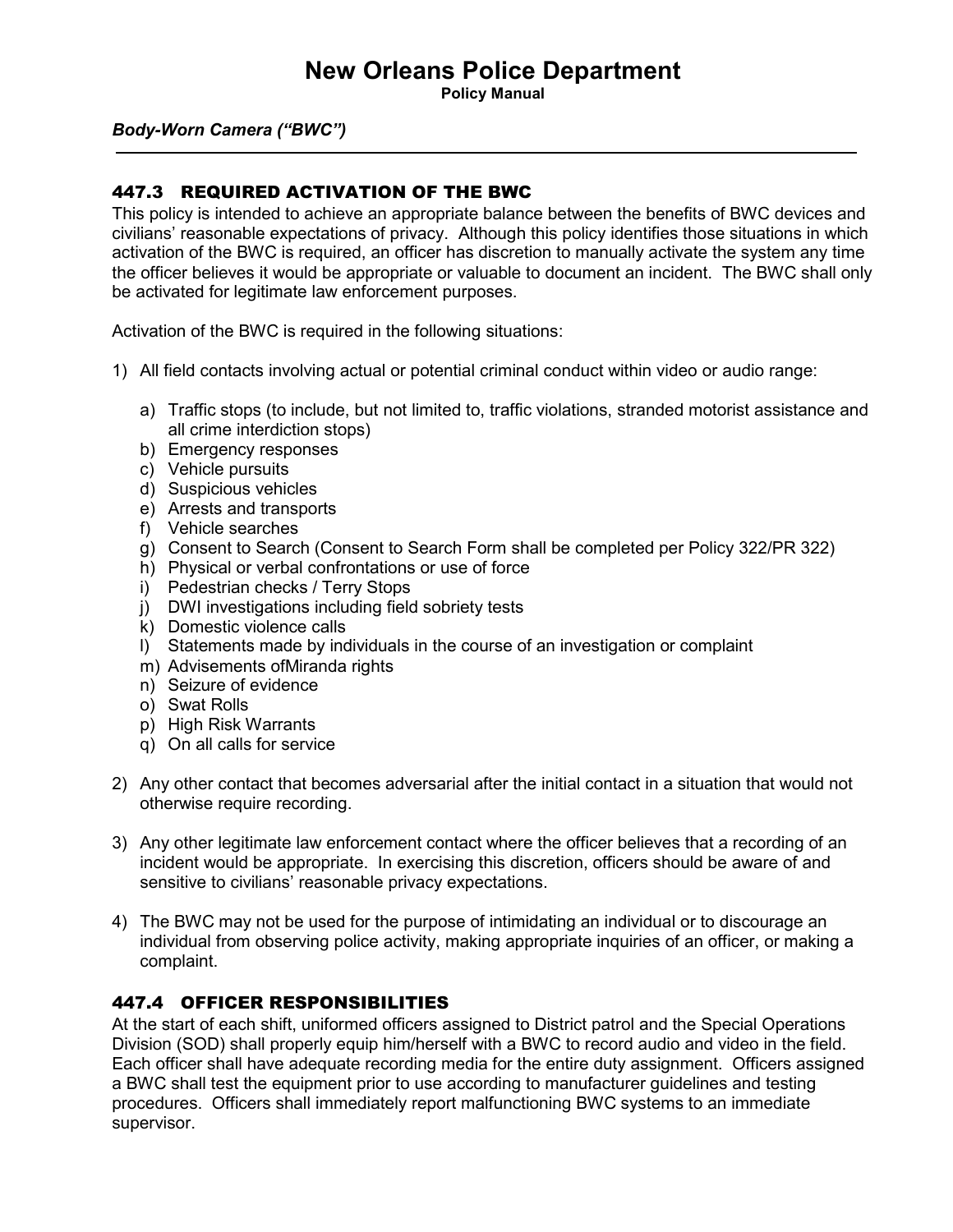## 447.3 REQUIRED ACTIVATION OF THE BWC

This policy is intended to achieve an appropriate balance between the benefits of BWC devices and civilians' reasonable expectations of privacy. Although this policy identifies those situations in which activation of the BWC is required, an officer has discretion to manually activate the system any time the officer believes it would be appropriate or valuable to document an incident. The BWC shall only be activated for legitimate law enforcement purposes.

Activation of the BWC is required in the following situations:

1) All field contacts involving actual or potential criminal conduct within video or audio range:
   a) Traffic stops (to include, but not limited to, traffic violations, stranded motorist assistance and all crime interdiction stops)
   b) Emergency responses
   c) Vehicle pursuits
   d) Suspicious vehicles
   e) Arrests and transports
   f) Vehicle searches
   g) Consent to Search (Consent to Search Form shall be completed per Policy 322/PR 322)
   h) Physical or verbal confrontations or use of force
   i) Pedestrian checks / Terry Stops
   j) DWI investigations including field sobriety tests
   k) Domestic violence calls
   l) Statements made by individuals in the course of an investigation or complaint
   m) Advisements ofMiranda rights
   n) Seizure of evidence
   o) Swat Rolls
   p) High Risk Warrants
   q) On all calls for service

2) Any other contact that becomes adversarial after the initial contact in a situation that would not otherwise require recording.

3) Any other legitimate law enforcement contact where the officer believes that a recording of an incident would be appropriate. In exercising this discretion, officers should be aware of and sensitive to civilians' reasonable privacy expectations.

4) The BWC may not be used for the purpose of intimidating an individual or to discourage an individual from observing police activity, making appropriate inquiries of an officer, or making a complaint.

## 447.4 OFFICER RESPONSIBILITIES

At the start of each shift, uniformed officers assigned to District patrol and the Special Operations Division (SOD) shall properly equip him/herself with a BWC to record audio and video in the field. Each officer shall have adequate recording media for the entire duty assignment. Officers assigned a BWC shall test the equipment prior to use according to manufacturer guidelines and testing procedures. Officers shall immediately report malfunctioning BWC systems to an immediate supervisor.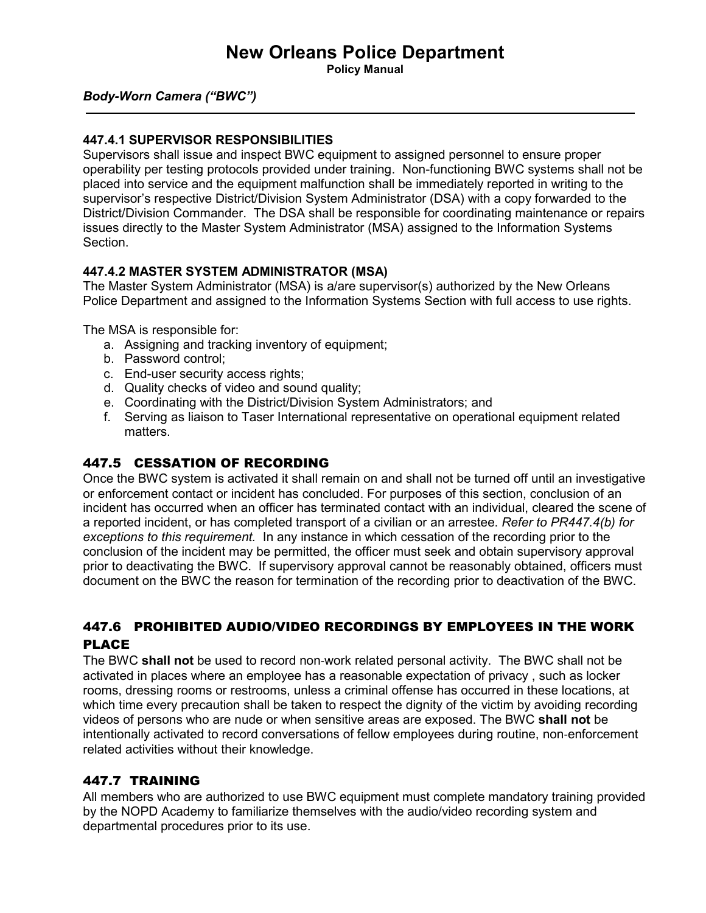### 447.4.1 SUPERVISOR RESPONSIBILITIES

Supervisors shall issue and inspect BWC equipment to assigned personnel to ensure proper operability per testing protocols provided under training. Non-functioning BWC systems shall not be placed into service and the equipment malfunction shall be immediately reported in writing to the supervisor's respective District/Division System Administrator (DSA) with a copy forwarded to the District/Division Commander. The DSA shall be responsible for coordinating maintenance or repairs issues directly to the Master System Administrator (MSA) assigned to the Information Systems Section.

### 447.4.2 MASTER SYSTEM ADMINISTRATOR (MSA)

The Master System Administrator (MSA) is a/are supervisor(s) authorized by the New Orleans Police Department and assigned to the Information Systems Section with full access to use rights.

The MSA is responsible for:

a. Assigning and tracking inventory of equipment;
b. Password control;
c. End-user security access rights;
d. Quality checks of video and sound quality;
e. Coordinating with the District/Division System Administrators; and
f. Serving as liaison to Taser International representative on operational equipment related matters.

## 447.5 CESSATION OF RECORDING

Once the BWC system is activated it shall remain on and shall not be turned off until an investigative or enforcement contact or incident has concluded. For purposes of this section, conclusion of an incident has occurred when an officer has terminated contact with an individual, cleared the scene of a reported incident, or has completed transport of a civilian or an arrestee. *Refer to PR447.4(b) for exceptions to this requirement.* In any instance in which cessation of the recording prior to the conclusion of the incident may be permitted, the officer must seek and obtain supervisory approval prior to deactivating the BWC. If supervisory approval cannot be reasonably obtained, officers must document on the BWC the reason for termination of the recording prior to deactivation of the BWC.

## 447.6 PROHIBITED AUDIO/VIDEO RECORDINGS BY EMPLOYEES IN THE WORK PLACE

The BWC **shall not** be used to record non-work related personal activity. The BWC shall not be activated in places where an employee has a reasonable expectation of privacy , such as locker rooms, dressing rooms or restrooms, unless a criminal offense has occurred in these locations, at which time every precaution shall be taken to respect the dignity of the victim by avoiding recording videos of persons who are nude or when sensitive areas are exposed. The BWC **shall not** be intentionally activated to record conversations of fellow employees during routine, non-enforcement related activities without their knowledge.

## 447.7 TRAINING

All members who are authorized to use BWC equipment must complete mandatory training provided by the NOPD Academy to familiarize themselves with the audio/video recording system and departmental procedures prior to its use.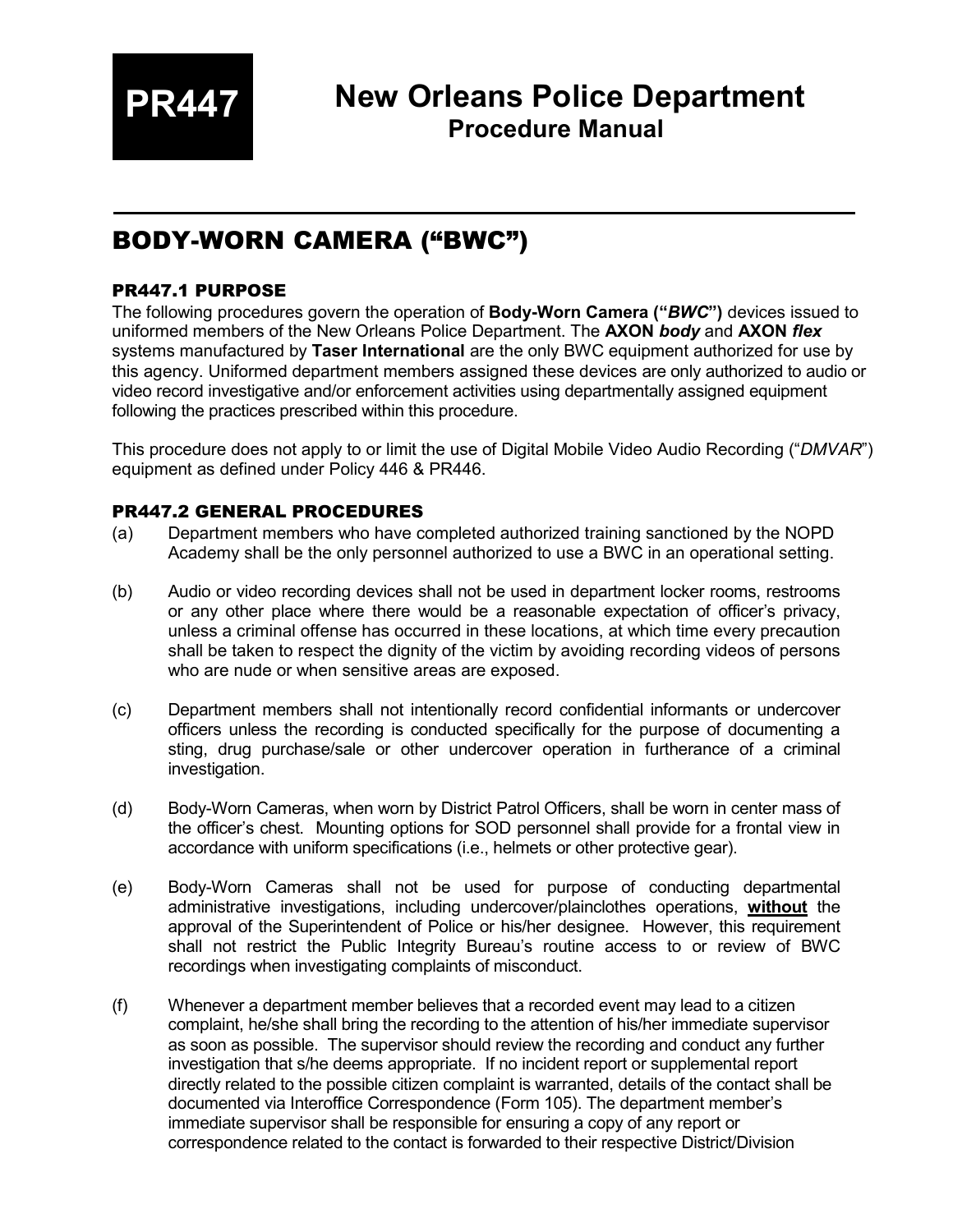**PR447**

# New Orleans Police Department
## Procedure Manual

## BODY-WORN CAMERA ("BWC")

### PR447.1 PURPOSE

The following procedures govern the operation of **Body-Worn Camera ("*BWC*")** devices issued to uniformed members of the New Orleans Police Department. The **AXON *body*** and **AXON *flex*** systems manufactured by **Taser International** are the only BWC equipment authorized for use by this agency. Uniformed department members assigned these devices are only authorized to audio or video record investigative and/or enforcement activities using departmentally assigned equipment following the practices prescribed within this procedure.

This procedure does not apply to or limit the use of Digital Mobile Video Audio Recording ("*DMVAR*") equipment as defined under Policy 446 & PR446.

### PR447.2 GENERAL PROCEDURES

(a) Department members who have completed authorized training sanctioned by the NOPD Academy shall be the only personnel authorized to use a BWC in an operational setting.

(b) Audio or video recording devices shall not be used in department locker rooms, restrooms or any other place where there would be a reasonable expectation of officer's privacy, unless a criminal offense has occurred in these locations, at which time every precaution shall be taken to respect the dignity of the victim by avoiding recording videos of persons who are nude or when sensitive areas are exposed.

(c) Department members shall not intentionally record confidential informants or undercover officers unless the recording is conducted specifically for the purpose of documenting a sting, drug purchase/sale or other undercover operation in furtherance of a criminal investigation.

(d) Body-Worn Cameras, when worn by District Patrol Officers, shall be worn in center mass of the officer's chest. Mounting options for SOD personnel shall provide for a frontal view in accordance with uniform specifications (i.e., helmets or other protective gear).

(e) Body-Worn Cameras shall not be used for purpose of conducting departmental administrative investigations, including undercover/plainclothes operations, **<u>without</u>** the approval of the Superintendent of Police or his/her designee. However, this requirement shall not restrict the Public Integrity Bureau's routine access to or review of BWC recordings when investigating complaints of misconduct.

(f) Whenever a department member believes that a recorded event may lead to a citizen complaint, he/she shall bring the recording to the attention of his/her immediate supervisor as soon as possible. The supervisor should review the recording and conduct any further investigation that s/he deems appropriate. If no incident report or supplemental report directly related to the possible citizen complaint is warranted, details of the contact shall be documented via Interoffice Correspondence (Form 105). The department member's immediate supervisor shall be responsible for ensuring a copy of any report or correspondence related to the contact is forwarded to their respective District/Division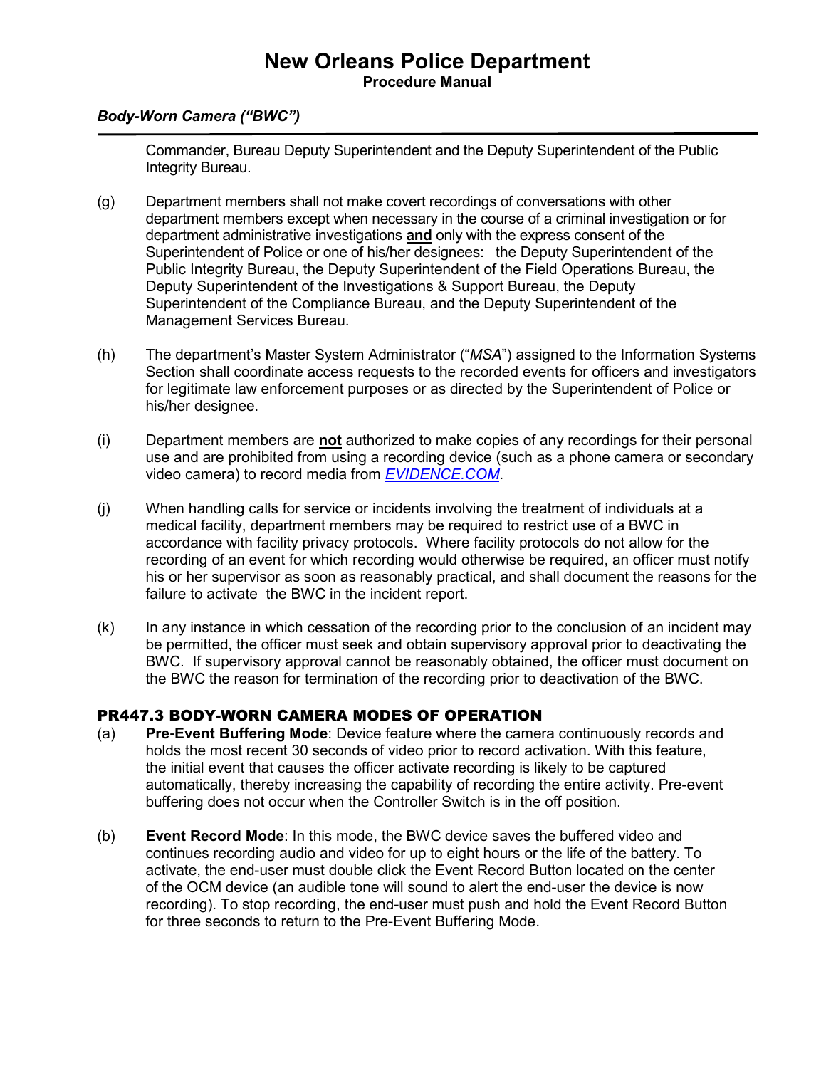Commander, Bureau Deputy Superintendent and the Deputy Superintendent of the Public Integrity Bureau.

(g) Department members shall not make covert recordings of conversations with other department members except when necessary in the course of a criminal investigation or for department administrative investigations **and** only with the express consent of the Superintendent of Police or one of his/her designees: the Deputy Superintendent of the Public Integrity Bureau, the Deputy Superintendent of the Field Operations Bureau, the Deputy Superintendent of the Investigations & Support Bureau, the Deputy Superintendent of the Compliance Bureau, and the Deputy Superintendent of the Management Services Bureau.

(h) The department's Master System Administrator ("*MSA*") assigned to the Information Systems Section shall coordinate access requests to the recorded events for officers and investigators for legitimate law enforcement purposes or as directed by the Superintendent of Police or his/her designee.

(i) Department members are **not** authorized to make copies of any recordings for their personal use and are prohibited from using a recording device (such as a phone camera or secondary video camera) to record media from *EVIDENCE.COM*.

(j) When handling calls for service or incidents involving the treatment of individuals at a medical facility, department members may be required to restrict use of a BWC in accordance with facility privacy protocols. Where facility protocols do not allow for the recording of an event for which recording would otherwise be required, an officer must notify his or her supervisor as soon as reasonably practical, and shall document the reasons for the failure to activate the BWC in the incident report.

(k) In any instance in which cessation of the recording prior to the conclusion of an incident may be permitted, the officer must seek and obtain supervisory approval prior to deactivating the BWC. If supervisory approval cannot be reasonably obtained, the officer must document on the BWC the reason for termination of the recording prior to deactivation of the BWC.

## PR447.3 BODY-WORN CAMERA MODES OF OPERATION

(a) **Pre-Event Buffering Mode**: Device feature where the camera continuously records and holds the most recent 30 seconds of video prior to record activation. With this feature, the initial event that causes the officer activate recording is likely to be captured automatically, thereby increasing the capability of recording the entire activity. Pre-event buffering does not occur when the Controller Switch is in the off position.

(b) **Event Record Mode**: In this mode, the BWC device saves the buffered video and continues recording audio and video for up to eight hours or the life of the battery. To activate, the end-user must double click the Event Record Button located on the center of the OCM device (an audible tone will sound to alert the end-user the device is now recording). To stop recording, the end-user must push and hold the Event Record Button for three seconds to return to the Pre-Event Buffering Mode.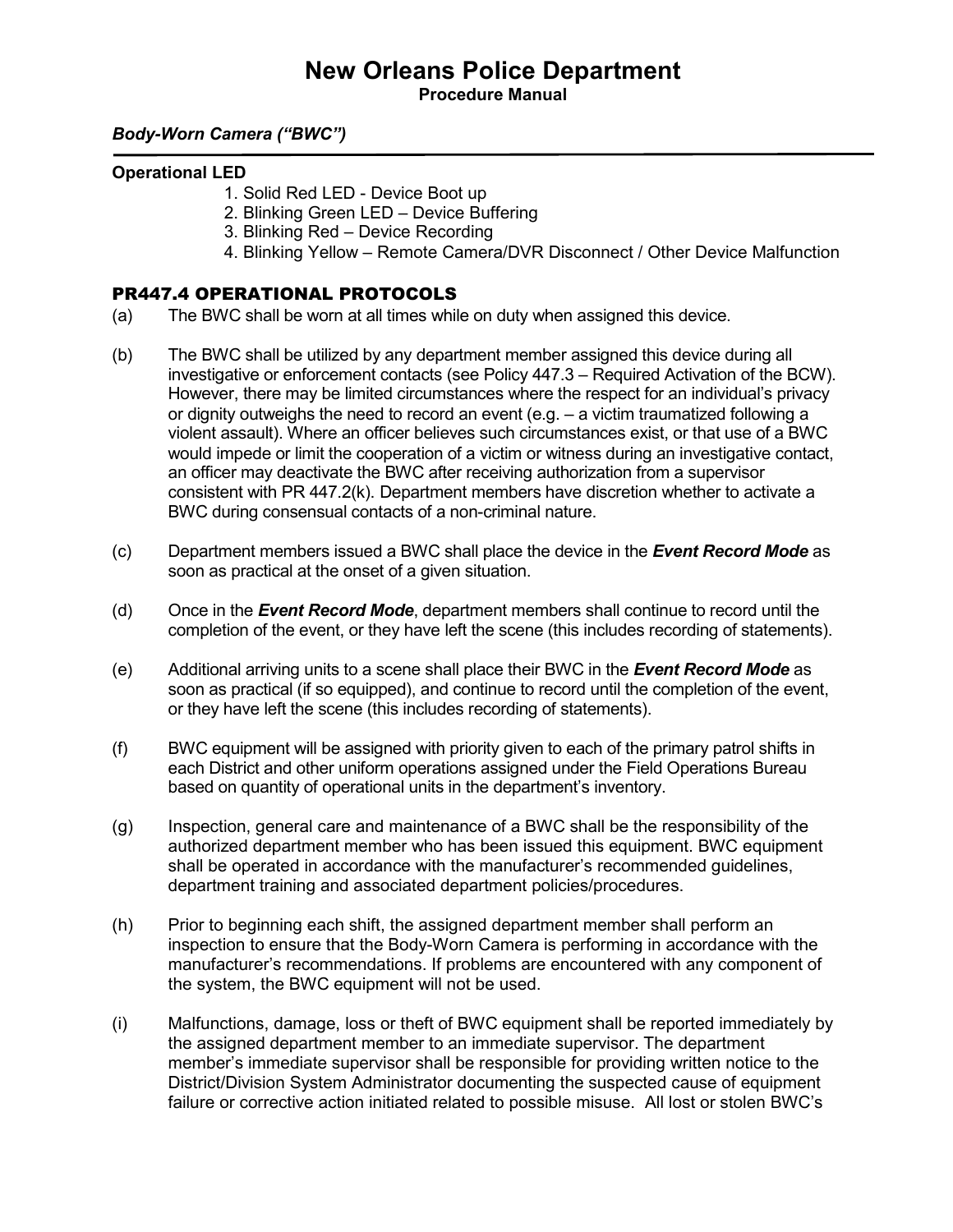**Operational LED**

1. Solid Red LED - Device Boot up
2. Blinking Green LED – Device Buffering
3. Blinking Red – Device Recording
4. Blinking Yellow – Remote Camera/DVR Disconnect / Other Device Malfunction

## PR447.4 OPERATIONAL PROTOCOLS

(a) The BWC shall be worn at all times while on duty when assigned this device.

(b) The BWC shall be utilized by any department member assigned this device during all investigative or enforcement contacts (see Policy 447.3 – Required Activation of the BCW). However, there may be limited circumstances where the respect for an individual's privacy or dignity outweighs the need to record an event (e.g. – a victim traumatized following a violent assault). Where an officer believes such circumstances exist, or that use of a BWC would impede or limit the cooperation of a victim or witness during an investigative contact, an officer may deactivate the BWC after receiving authorization from a supervisor consistent with PR 447.2(k). Department members have discretion whether to activate a BWC during consensual contacts of a non-criminal nature.

(c) Department members issued a BWC shall place the device in the ***Event Record Mode*** as soon as practical at the onset of a given situation.

(d) Once in the ***Event Record Mode***, department members shall continue to record until the completion of the event, or they have left the scene (this includes recording of statements).

(e) Additional arriving units to a scene shall place their BWC in the ***Event Record Mode*** as soon as practical (if so equipped), and continue to record until the completion of the event, or they have left the scene (this includes recording of statements).

(f) BWC equipment will be assigned with priority given to each of the primary patrol shifts in each District and other uniform operations assigned under the Field Operations Bureau based on quantity of operational units in the department's inventory.

(g) Inspection, general care and maintenance of a BWC shall be the responsibility of the authorized department member who has been issued this equipment. BWC equipment shall be operated in accordance with the manufacturer's recommended guidelines, department training and associated department policies/procedures.

(h) Prior to beginning each shift, the assigned department member shall perform an inspection to ensure that the Body-Worn Camera is performing in accordance with the manufacturer's recommendations. If problems are encountered with any component of the system, the BWC equipment will not be used.

(i) Malfunctions, damage, loss or theft of BWC equipment shall be reported immediately by the assigned department member to an immediate supervisor. The department member's immediate supervisor shall be responsible for providing written notice to the District/Division System Administrator documenting the suspected cause of equipment failure or corrective action initiated related to possible misuse. All lost or stolen BWC's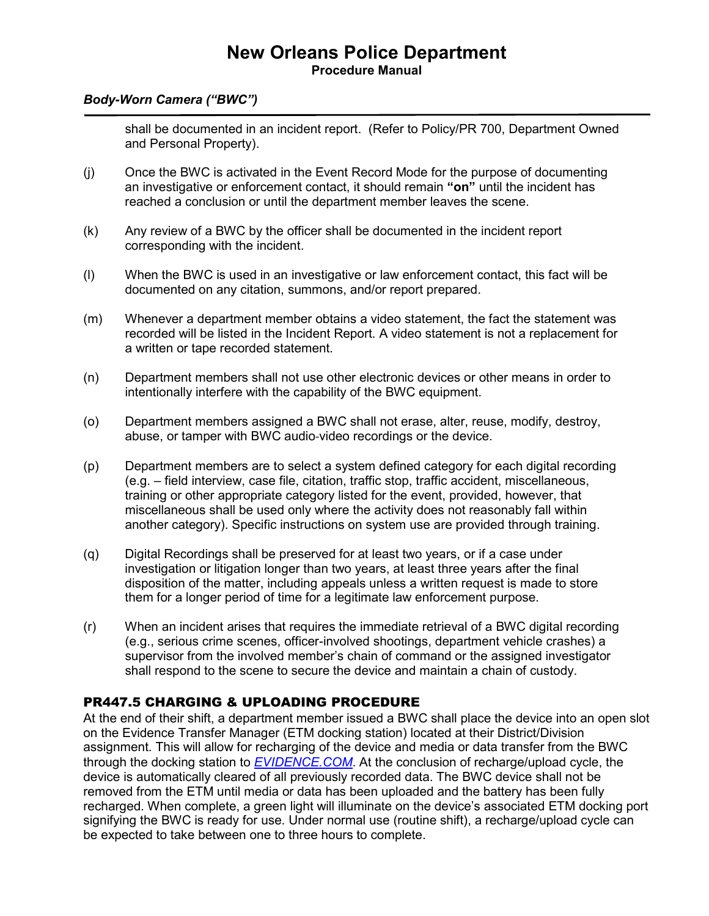shall be documented in an incident report. (Refer to Policy/PR 700, Department Owned and Personal Property).

(j) Once the BWC is activated in the Event Record Mode for the purpose of documenting an investigative or enforcement contact, it should remain **"on"** until the incident has reached a conclusion or until the department member leaves the scene.

(k) Any review of a BWC by the officer shall be documented in the incident report corresponding with the incident.

(l) When the BWC is used in an investigative or law enforcement contact, this fact will be documented on any citation, summons, and/or report prepared.

(m) Whenever a department member obtains a video statement, the fact the statement was recorded will be listed in the Incident Report. A video statement is not a replacement for a written or tape recorded statement.

(n) Department members shall not use other electronic devices or other means in order to intentionally interfere with the capability of the BWC equipment.

(o) Department members assigned a BWC shall not erase, alter, reuse, modify, destroy, abuse, or tamper with BWC audio-video recordings or the device.

(p) Department members are to select a system defined category for each digital recording (e.g. – field interview, case file, citation, traffic stop, traffic accident, miscellaneous, training or other appropriate category listed for the event, provided, however, that miscellaneous shall be used only where the activity does not reasonably fall within another category). Specific instructions on system use are provided through training.

(q) Digital Recordings shall be preserved for at least two years, or if a case under investigation or litigation longer than two years, at least three years after the final disposition of the matter, including appeals unless a written request is made to store them for a longer period of time for a legitimate law enforcement purpose.

(r) When an incident arises that requires the immediate retrieval of a BWC digital recording (e.g., serious crime scenes, officer-involved shootings, department vehicle crashes) a supervisor from the involved member's chain of command or the assigned investigator shall respond to the scene to secure the device and maintain a chain of custody.

## PR447.5 CHARGING & UPLOADING PROCEDURE

At the end of their shift, a department member issued a BWC shall place the device into an open slot on the Evidence Transfer Manager (ETM docking station) located at their District/Division assignment. This will allow for recharging of the device and media or data transfer from the BWC through the docking station to *EVIDENCE.COM*. At the conclusion of recharge/upload cycle, the device is automatically cleared of all previously recorded data. The BWC device shall not be removed from the ETM until media or data has been uploaded and the battery has been fully recharged. When complete, a green light will illuminate on the device's associated ETM docking port signifying the BWC is ready for use. Under normal use (routine shift), a recharge/upload cycle can be expected to take between one to three hours to complete.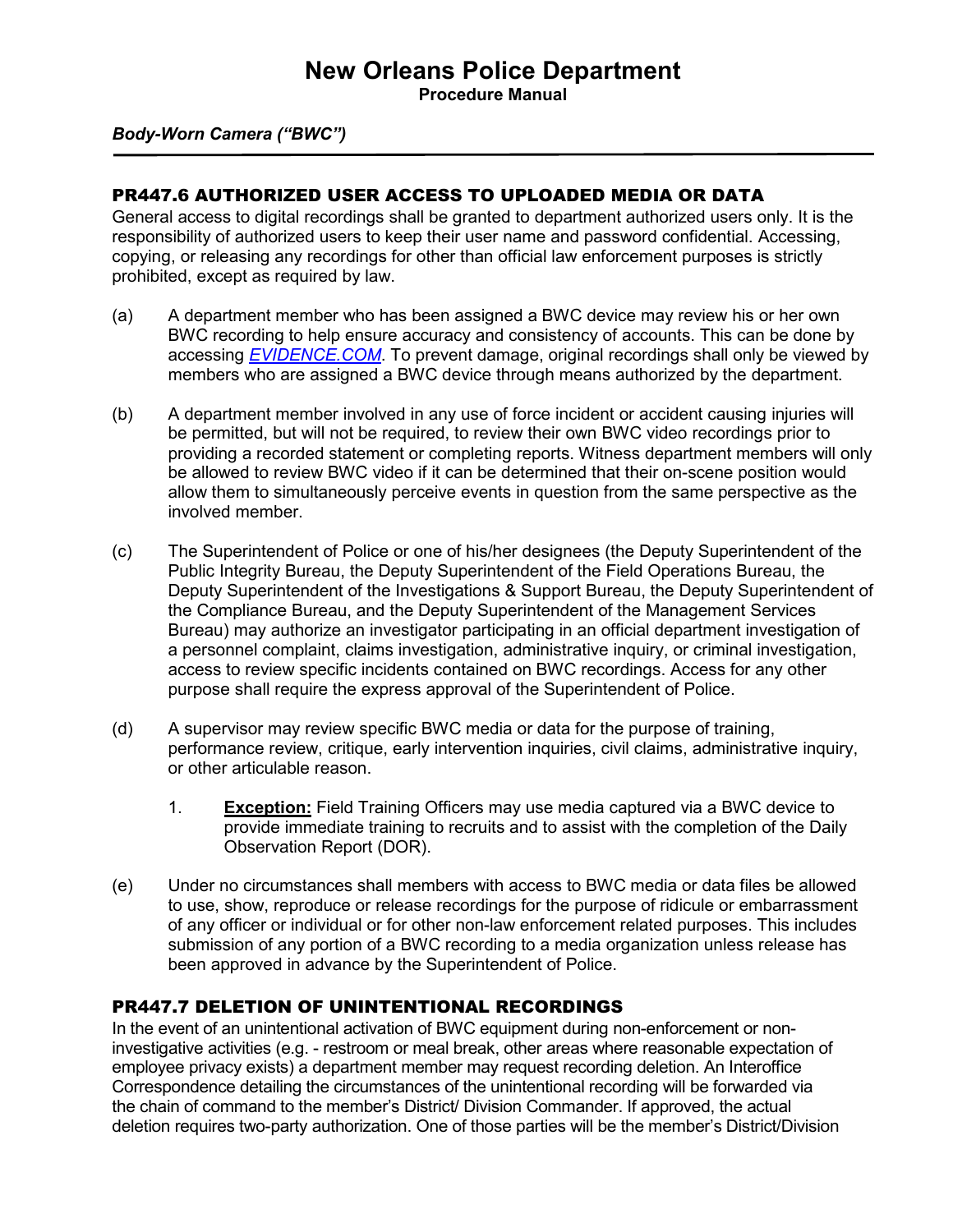## PR447.6 AUTHORIZED USER ACCESS TO UPLOADED MEDIA OR DATA

General access to digital recordings shall be granted to department authorized users only. It is the responsibility of authorized users to keep their user name and password confidential. Accessing, copying, or releasing any recordings for other than official law enforcement purposes is strictly prohibited, except as required by law.

(a) A department member who has been assigned a BWC device may review his or her own BWC recording to help ensure accuracy and consistency of accounts. This can be done by accessing *EVIDENCE.COM*. To prevent damage, original recordings shall only be viewed by members who are assigned a BWC device through means authorized by the department.

(b) A department member involved in any use of force incident or accident causing injuries will be permitted, but will not be required, to review their own BWC video recordings prior to providing a recorded statement or completing reports. Witness department members will only be allowed to review BWC video if it can be determined that their on-scene position would allow them to simultaneously perceive events in question from the same perspective as the involved member.

(c) The Superintendent of Police or one of his/her designees (the Deputy Superintendent of the Public Integrity Bureau, the Deputy Superintendent of the Field Operations Bureau, the Deputy Superintendent of the Investigations & Support Bureau, the Deputy Superintendent of the Compliance Bureau, and the Deputy Superintendent of the Management Services Bureau) may authorize an investigator participating in an official department investigation of a personnel complaint, claims investigation, administrative inquiry, or criminal investigation, access to review specific incidents contained on BWC recordings. Access for any other purpose shall require the express approval of the Superintendent of Police.

(d) A supervisor may review specific BWC media or data for the purpose of training, performance review, critique, early intervention inquiries, civil claims, administrative inquiry, or other articulable reason.

   1. **Exception:** Field Training Officers may use media captured via a BWC device to provide immediate training to recruits and to assist with the completion of the Daily Observation Report (DOR).

(e) Under no circumstances shall members with access to BWC media or data files be allowed to use, show, reproduce or release recordings for the purpose of ridicule or embarrassment of any officer or individual or for other non-law enforcement related purposes. This includes submission of any portion of a BWC recording to a media organization unless release has been approved in advance by the Superintendent of Police.

## PR447.7 DELETION OF UNINTENTIONAL RECORDINGS

In the event of an unintentional activation of BWC equipment during non-enforcement or non-investigative activities (e.g. - restroom or meal break, other areas where reasonable expectation of employee privacy exists) a department member may request recording deletion. An Interoffice Correspondence detailing the circumstances of the unintentional recording will be forwarded via the chain of command to the member's District/ Division Commander. If approved, the actual deletion requires two-party authorization. One of those parties will be the member's District/Division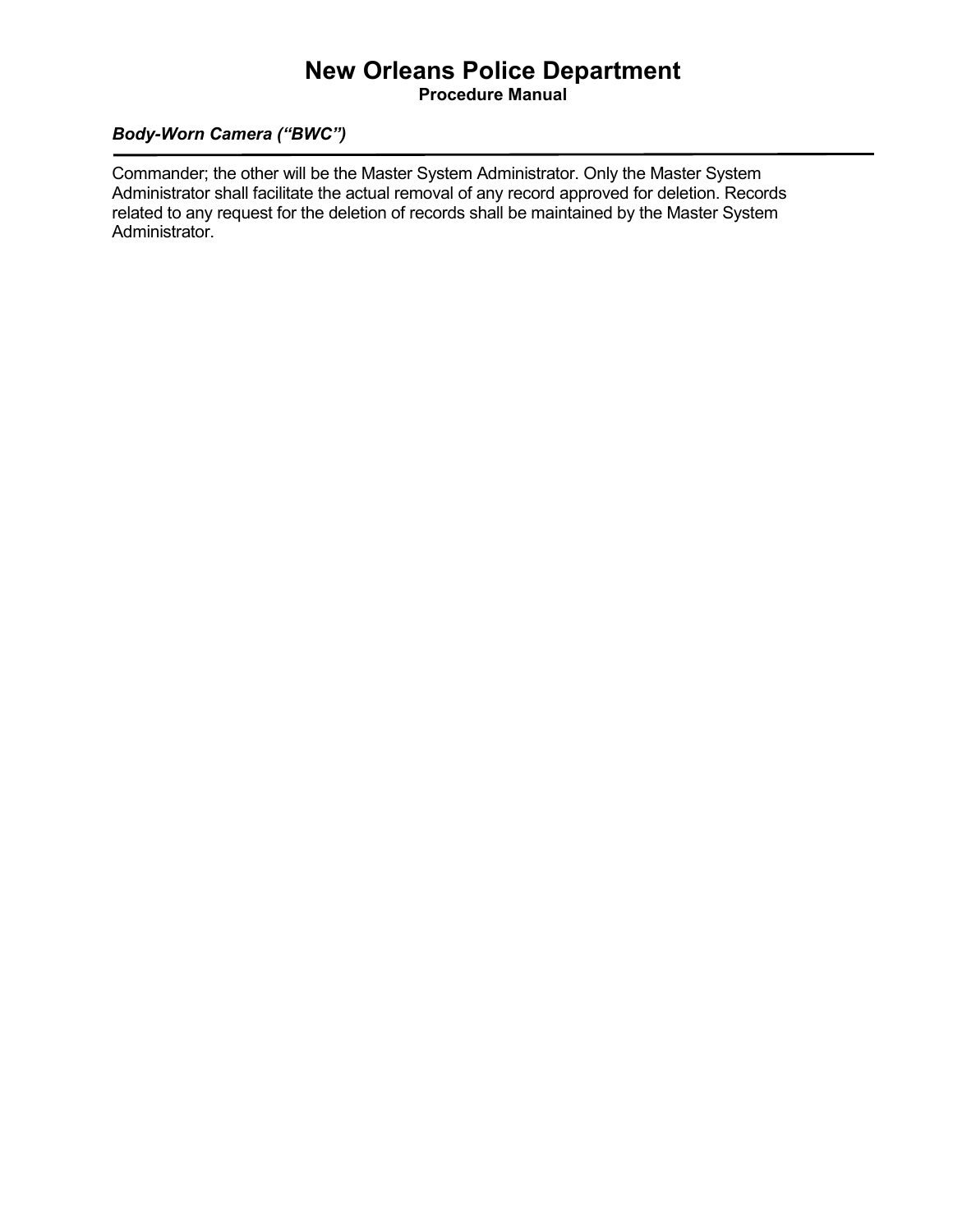Commander; the other will be the Master System Administrator. Only the Master System Administrator shall facilitate the actual removal of any record approved for deletion. Records related to any request for the deletion of records shall be maintained by the Master System Administrator.